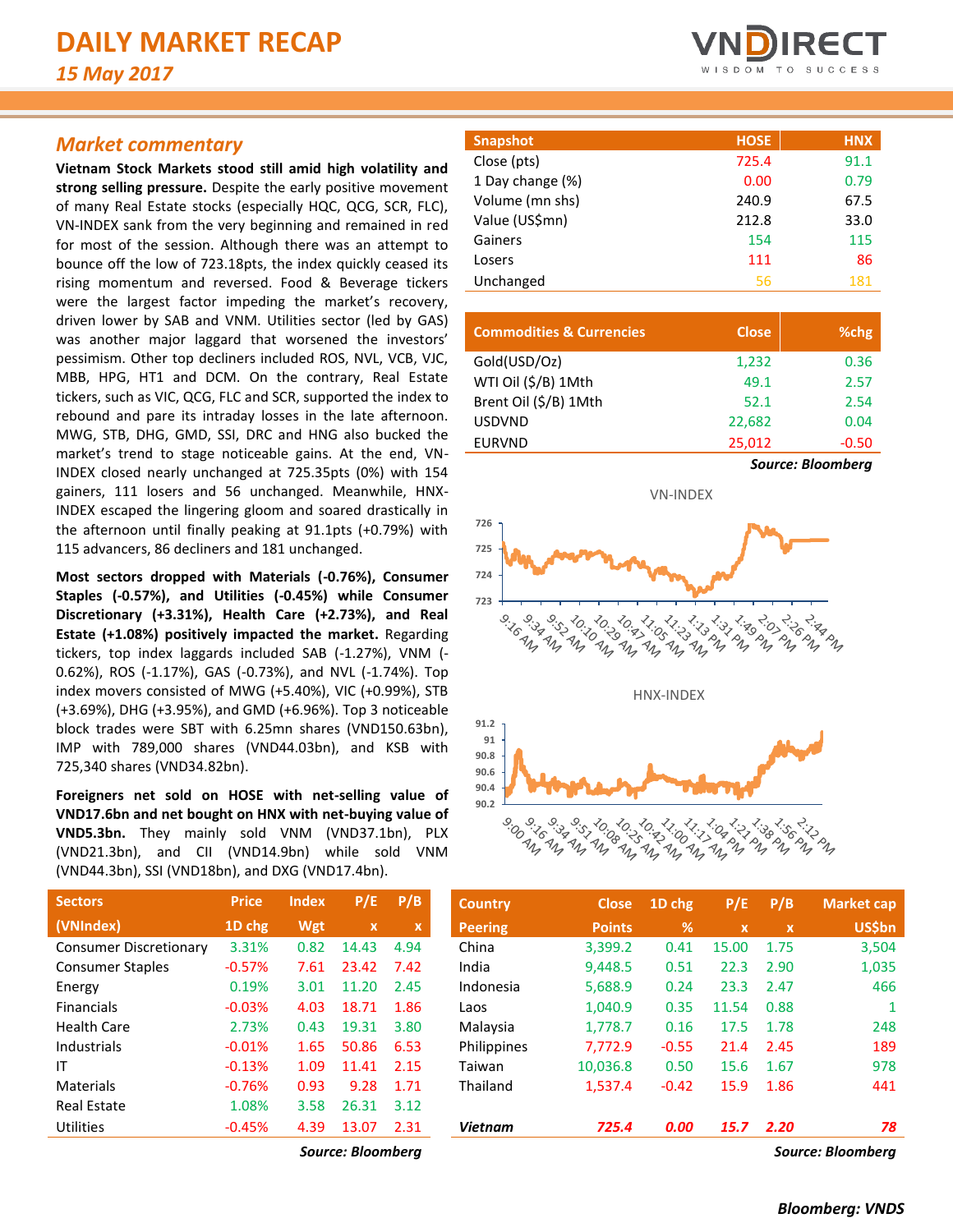# DAILY MARKET RECAP

*15 May 2017*

## *Market commentary*

**Vietnam Stock Markets stood still amid high volatility and strong selling pressure.** Despite the early positive movement of many Real Estate stocks (especially HQC, QCG, SCR, FLC), VN-INDEX sank from the very beginning and remained in red for most of the session. Although there was an attempt to bounce off the low of 723.18pts, the index quickly ceased its rising momentum and reversed. Food & Beverage tickers were the largest factor impeding the market's recovery, driven lower by SAB and VNM. Utilities sector (led by GAS) was another major laggard that worsened the investors' pessimism. Other top decliners included ROS, NVL, VCB, VJC, MBB, HPG, HT1 and DCM. On the contrary, Real Estate tickers, such as VIC, QCG, FLC and SCR, supported the index to rebound and pare its intraday losses in the late afternoon. MWG, STB, DHG, GMD, SSI, DRC and HNG also bucked the market's trend to stage noticeable gains. At the end, VN-INDEX closed nearly unchanged at 725.35pts (0%) with 154 gainers, 111 losers and 56 unchanged. Meanwhile, HNX-INDEX escaped the lingering gloom and soared drastically in the afternoon until finally peaking at 91.1pts (+0.79%) with 115 advancers, 86 decliners and 181 unchanged.

**Most sectors dropped with Materials (-0.76%), Consumer Staples (-0.57%), and Utilities (-0.45%) while Consumer Discretionary (+3.31%), Health Care (+2.73%), and Real Estate (+1.08%) positively impacted the market.** Regarding tickers, top index laggards included SAB (-1.27%), VNM (-0.62%), ROS (-1.17%), GAS (-0.73%), and NVL (-1.74%). Top index movers consisted of MWG (+5.40%), VIC (+0.99%), STB (+3.69%), DHG (+3.95%), and GMD (+6.96%). Top 3 noticeable block trades were SBT with 6.25mn shares (VND150.63bn), IMP with 789,000 shares (VND44.03bn), and KSB with 725,340 shares (VND34.82bn).

**Foreigners net sold on HOSE with net-selling value of VND17.6bn and net bought on HNX with net-buying value of VND5.3bn.** They mainly sold VNM (VND37.1bn), PLX (VND21.3bn), and CII (VND14.9bn) while sold VNM (VND44.3bn), SSI (VND18bn), and DXG (VND17.4bn).

| Snapshot | HOSE | HNX |
|---|---|---|
| Close (pts) | 725.4 | 91.1 |
| 1 Day change (%) | 0.00 | 0.79 |
| Volume (mn shs) | 240.9 | 67.5 |
| Value (US$mn) | 212.8 | 33.0 |
| Gainers | 154 | 115 |
| Losers | 111 | 86 |
| Unchanged | 56 | 181 |

| Commodities & Currencies | Close | %chg |
|---|---|---|
| Gold(USD/Oz) | 1,232 | 0.36 |
| WTI Oil ($/B) 1Mth | 49.1 | 2.57 |
| Brent Oil ($/B) 1Mth | 52.1 | 2.54 |
| USDVND | 22,682 | 0.04 |
| EURVND | 25,012 | -0.50 |

***Source: Bloomberg***

VN-INDEX

HNX-INDEX

| Sectors (VNIndex) | Price 1D chg | Index Wgt | P/E x | P/B x |
|---|---|---|---|---|
| Consumer Discretionary | 3.31% | 0.82 | 14.43 | 4.94 |
| Consumer Staples | -0.57% | 7.61 | 23.42 | 7.42 |
| Energy | 0.19% | 3.01 | 11.20 | 2.45 |
| Financials | -0.03% | 4.03 | 18.71 | 1.86 |
| Health Care | 2.73% | 0.43 | 19.31 | 3.80 |
| Industrials | -0.01% | 1.65 | 50.86 | 6.53 |
| IT | -0.13% | 1.09 | 11.41 | 2.15 |
| Materials | -0.76% | 0.93 | 9.28 | 1.71 |
| Real Estate | 1.08% | 3.58 | 26.31 | 3.12 |
| Utilities | -0.45% | 4.39 | 13.07 | 2.31 |

***Source: Bloomberg***

| Country Peering | Close Points | 1D chg % | P/E x | P/B x | Market cap US$bn |
|---|---|---|---|---|---|
| China | 3,399.2 | 0.41 | 15.00 | 1.75 | 3,504 |
| India | 9,448.5 | 0.51 | 22.3 | 2.90 | 1,035 |
| Indonesia | 5,688.9 | 0.24 | 23.3 | 2.47 | 466 |
| Laos | 1,040.9 | 0.35 | 11.54 | 0.88 | 1 |
| Malaysia | 1,778.7 | 0.16 | 17.5 | 1.78 | 248 |
| Philippines | 7,772.9 | -0.55 | 21.4 | 2.45 | 189 |
| Taiwan | 10,036.8 | 0.50 | 15.6 | 1.67 | 978 |
| Thailand | 1,537.4 | -0.42 | 15.9 | 1.86 | 441 |
| ***Vietnam*** | ***725.4*** | ***0.00*** | ***15.7*** | ***2.20*** | ***78*** |

***Source: Bloomberg***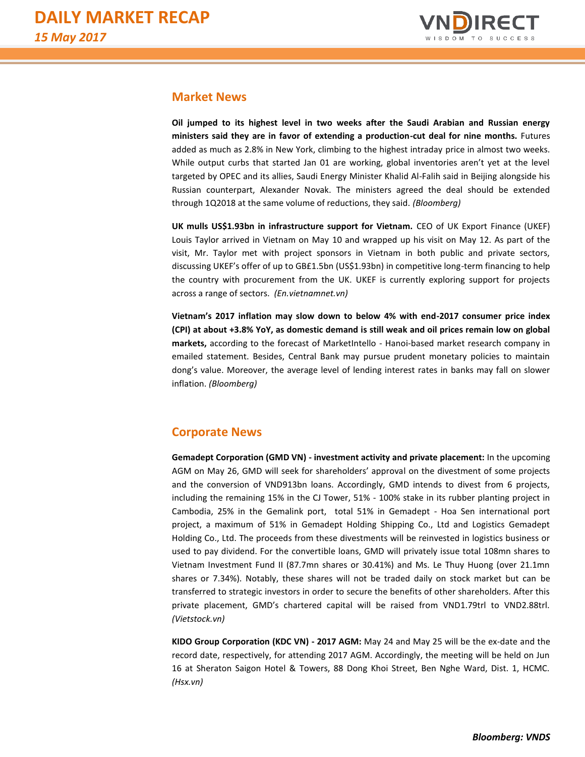## Market News

**Oil jumped to its highest level in two weeks after the Saudi Arabian and Russian energy ministers said they are in favor of extending a production-cut deal for nine months.** Futures added as much as 2.8% in New York, climbing to the highest intraday price in almost two weeks. While output curbs that started Jan 01 are working, global inventories aren't yet at the level targeted by OPEC and its allies, Saudi Energy Minister Khalid Al-Falih said in Beijing alongside his Russian counterpart, Alexander Novak. The ministers agreed the deal should be extended through 1Q2018 at the same volume of reductions, they said. *(Bloomberg)*

**UK mulls US$1.93bn in infrastructure support for Vietnam.** CEO of UK Export Finance (UKEF) Louis Taylor arrived in Vietnam on May 10 and wrapped up his visit on May 12. As part of the visit, Mr. Taylor met with project sponsors in Vietnam in both public and private sectors, discussing UKEF's offer of up to GB£1.5bn (US$1.93bn) in competitive long-term financing to help the country with procurement from the UK. UKEF is currently exploring support for projects across a range of sectors. *(En.vietnamnet.vn)*

**Vietnam's 2017 inflation may slow down to below 4% with end-2017 consumer price index (CPI) at about +3.8% YoY, as domestic demand is still weak and oil prices remain low on global markets,** according to the forecast of MarketIntello - Hanoi-based market research company in emailed statement. Besides, Central Bank may pursue prudent monetary policies to maintain dong's value. Moreover, the average level of lending interest rates in banks may fall on slower inflation. *(Bloomberg)*

## Corporate News

**Gemadept Corporation (GMD VN) - investment activity and private placement:** In the upcoming AGM on May 26, GMD will seek for shareholders' approval on the divestment of some projects and the conversion of VND913bn loans. Accordingly, GMD intends to divest from 6 projects, including the remaining 15% in the CJ Tower, 51% - 100% stake in its rubber planting project in Cambodia, 25% in the Gemalink port, total 51% in Gemadept - Hoa Sen international port project, a maximum of 51% in Gemadept Holding Shipping Co., Ltd and Logistics Gemadept Holding Co., Ltd. The proceeds from these divestments will be reinvested in logistics business or used to pay dividend. For the convertible loans, GMD will privately issue total 108mn shares to Vietnam Investment Fund II (87.7mn shares or 30.41%) and Ms. Le Thuy Huong (over 21.1mn shares or 7.34%). Notably, these shares will not be traded daily on stock market but can be transferred to strategic investors in order to secure the benefits of other shareholders. After this private placement, GMD's chartered capital will be raised from VND1.79trl to VND2.88trl. *(Vietstock.vn)*

**KIDO Group Corporation (KDC VN) - 2017 AGM:** May 24 and May 25 will be the ex-date and the record date, respectively, for attending 2017 AGM. Accordingly, the meeting will be held on Jun 16 at Sheraton Saigon Hotel & Towers, 88 Dong Khoi Street, Ben Nghe Ward, Dist. 1, HCMC. *(Hsx.vn)*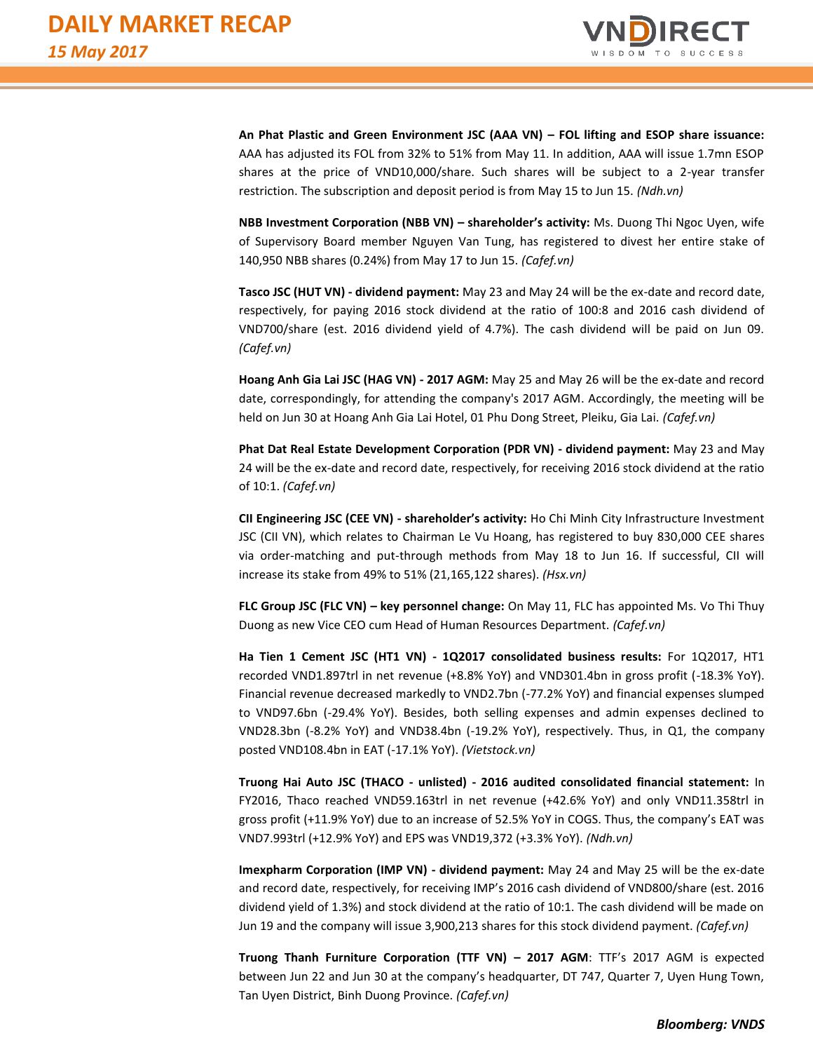**An Phat Plastic and Green Environment JSC (AAA VN) – FOL lifting and ESOP share issuance:** AAA has adjusted its FOL from 32% to 51% from May 11. In addition, AAA will issue 1.7mn ESOP shares at the price of VND10,000/share. Such shares will be subject to a 2-year transfer restriction. The subscription and deposit period is from May 15 to Jun 15. *(Ndh.vn)*

**NBB Investment Corporation (NBB VN) – shareholder's activity:** Ms. Duong Thi Ngoc Uyen, wife of Supervisory Board member Nguyen Van Tung, has registered to divest her entire stake of 140,950 NBB shares (0.24%) from May 17 to Jun 15. *(Cafef.vn)*

**Tasco JSC (HUT VN) - dividend payment:** May 23 and May 24 will be the ex-date and record date, respectively, for paying 2016 stock dividend at the ratio of 100:8 and 2016 cash dividend of VND700/share (est. 2016 dividend yield of 4.7%). The cash dividend will be paid on Jun 09. *(Cafef.vn)*

**Hoang Anh Gia Lai JSC (HAG VN) - 2017 AGM:** May 25 and May 26 will be the ex-date and record date, correspondingly, for attending the company's 2017 AGM. Accordingly, the meeting will be held on Jun 30 at Hoang Anh Gia Lai Hotel, 01 Phu Dong Street, Pleiku, Gia Lai. *(Cafef.vn)*

**Phat Dat Real Estate Development Corporation (PDR VN) - dividend payment:** May 23 and May 24 will be the ex-date and record date, respectively, for receiving 2016 stock dividend at the ratio of 10:1. *(Cafef.vn)*

**CII Engineering JSC (CEE VN) - shareholder's activity:** Ho Chi Minh City Infrastructure Investment JSC (CII VN), which relates to Chairman Le Vu Hoang, has registered to buy 830,000 CEE shares via order-matching and put-through methods from May 18 to Jun 16. If successful, CII will increase its stake from 49% to 51% (21,165,122 shares). *(Hsx.vn)*

**FLC Group JSC (FLC VN) – key personnel change:** On May 11, FLC has appointed Ms. Vo Thi Thuy Duong as new Vice CEO cum Head of Human Resources Department. *(Cafef.vn)*

**Ha Tien 1 Cement JSC (HT1 VN) - 1Q2017 consolidated business results:** For 1Q2017, HT1 recorded VND1.897trl in net revenue (+8.8% YoY) and VND301.4bn in gross profit (-18.3% YoY). Financial revenue decreased markedly to VND2.7bn (-77.2% YoY) and financial expenses slumped to VND97.6bn (-29.4% YoY). Besides, both selling expenses and admin expenses declined to VND28.3bn (-8.2% YoY) and VND38.4bn (-19.2% YoY), respectively. Thus, in Q1, the company posted VND108.4bn in EAT (-17.1% YoY). *(Vietstock.vn)*

**Truong Hai Auto JSC (THACO - unlisted) - 2016 audited consolidated financial statement:** In FY2016, Thaco reached VND59.163trl in net revenue (+42.6% YoY) and only VND11.358trl in gross profit (+11.9% YoY) due to an increase of 52.5% YoY in COGS. Thus, the company's EAT was VND7.993trl (+12.9% YoY) and EPS was VND19,372 (+3.3% YoY). *(Ndh.vn)*

**Imexpharm Corporation (IMP VN) - dividend payment:** May 24 and May 25 will be the ex-date and record date, respectively, for receiving IMP's 2016 cash dividend of VND800/share (est. 2016 dividend yield of 1.3%) and stock dividend at the ratio of 10:1. The cash dividend will be made on Jun 19 and the company will issue 3,900,213 shares for this stock dividend payment. *(Cafef.vn)*

**Truong Thanh Furniture Corporation (TTF VN) – 2017 AGM**: TTF's 2017 AGM is expected between Jun 22 and Jun 30 at the company's headquarter, DT 747, Quarter 7, Uyen Hung Town, Tan Uyen District, Binh Duong Province. *(Cafef.vn)*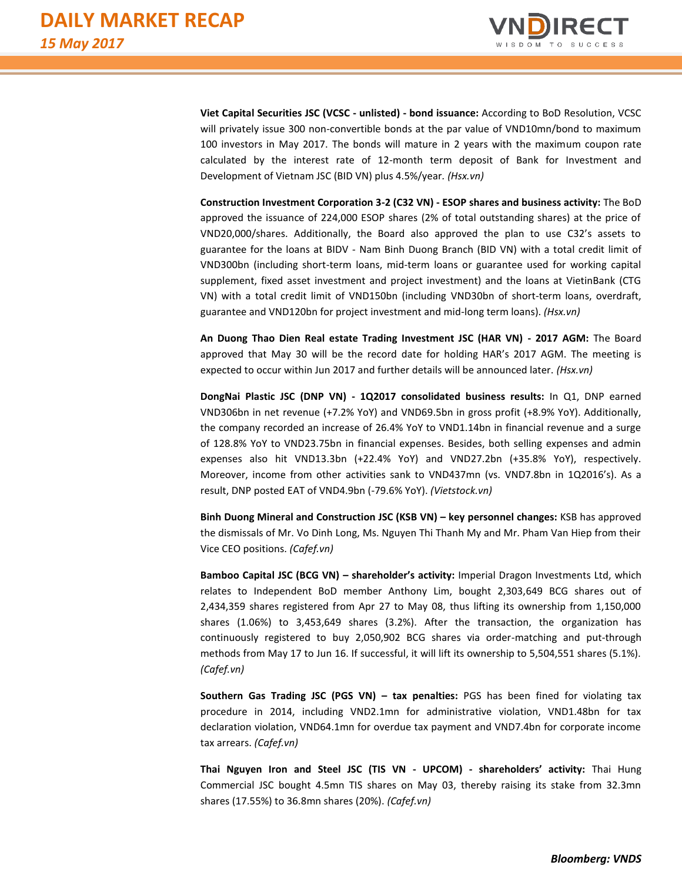**Viet Capital Securities JSC (VCSC - unlisted) - bond issuance:** According to BoD Resolution, VCSC will privately issue 300 non-convertible bonds at the par value of VND10mn/bond to maximum 100 investors in May 2017. The bonds will mature in 2 years with the maximum coupon rate calculated by the interest rate of 12-month term deposit of Bank for Investment and Development of Vietnam JSC (BID VN) plus 4.5%/year. *(Hsx.vn)*

**Construction Investment Corporation 3-2 (C32 VN) - ESOP shares and business activity:** The BoD approved the issuance of 224,000 ESOP shares (2% of total outstanding shares) at the price of VND20,000/shares. Additionally, the Board also approved the plan to use C32's assets to guarantee for the loans at BIDV - Nam Binh Duong Branch (BID VN) with a total credit limit of VND300bn (including short-term loans, mid-term loans or guarantee used for working capital supplement, fixed asset investment and project investment) and the loans at VietinBank (CTG VN) with a total credit limit of VND150bn (including VND30bn of short-term loans, overdraft, guarantee and VND120bn for project investment and mid-long term loans). *(Hsx.vn)*

**An Duong Thao Dien Real estate Trading Investment JSC (HAR VN) - 2017 AGM:** The Board approved that May 30 will be the record date for holding HAR's 2017 AGM. The meeting is expected to occur within Jun 2017 and further details will be announced later. *(Hsx.vn)*

**DongNai Plastic JSC (DNP VN) - 1Q2017 consolidated business results:** In Q1, DNP earned VND306bn in net revenue (+7.2% YoY) and VND69.5bn in gross profit (+8.9% YoY). Additionally, the company recorded an increase of 26.4% YoY to VND1.14bn in financial revenue and a surge of 128.8% YoY to VND23.75bn in financial expenses. Besides, both selling expenses and admin expenses also hit VND13.3bn (+22.4% YoY) and VND27.2bn (+35.8% YoY), respectively. Moreover, income from other activities sank to VND437mn (vs. VND7.8bn in 1Q2016's). As a result, DNP posted EAT of VND4.9bn (-79.6% YoY). *(Vietstock.vn)*

**Binh Duong Mineral and Construction JSC (KSB VN) – key personnel changes:** KSB has approved the dismissals of Mr. Vo Dinh Long, Ms. Nguyen Thi Thanh My and Mr. Pham Van Hiep from their Vice CEO positions. *(Cafef.vn)*

**Bamboo Capital JSC (BCG VN) – shareholder's activity:** Imperial Dragon Investments Ltd, which relates to Independent BoD member Anthony Lim, bought 2,303,649 BCG shares out of 2,434,359 shares registered from Apr 27 to May 08, thus lifting its ownership from 1,150,000 shares (1.06%) to 3,453,649 shares (3.2%). After the transaction, the organization has continuously registered to buy 2,050,902 BCG shares via order-matching and put-through methods from May 17 to Jun 16. If successful, it will lift its ownership to 5,504,551 shares (5.1%). *(Cafef.vn)*

**Southern Gas Trading JSC (PGS VN) – tax penalties:** PGS has been fined for violating tax procedure in 2014, including VND2.1mn for administrative violation, VND1.48bn for tax declaration violation, VND64.1mn for overdue tax payment and VND7.4bn for corporate income tax arrears. *(Cafef.vn)*

**Thai Nguyen Iron and Steel JSC (TIS VN - UPCOM) - shareholders' activity:** Thai Hung Commercial JSC bought 4.5mn TIS shares on May 03, thereby raising its stake from 32.3mn shares (17.55%) to 36.8mn shares (20%). *(Cafef.vn)*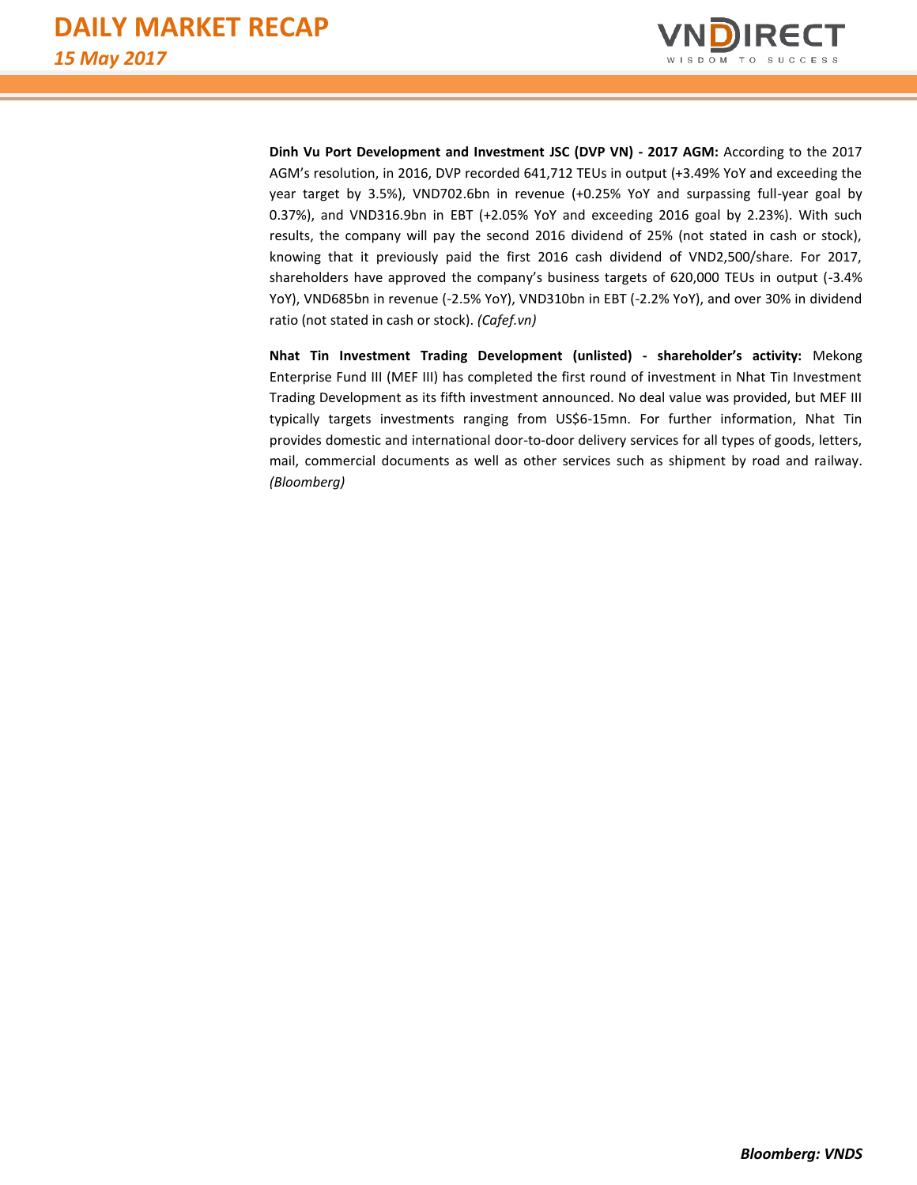**Dinh Vu Port Development and Investment JSC (DVP VN) - 2017 AGM:** According to the 2017 AGM's resolution, in 2016, DVP recorded 641,712 TEUs in output (+3.49% YoY and exceeding the year target by 3.5%), VND702.6bn in revenue (+0.25% YoY and surpassing full-year goal by 0.37%), and VND316.9bn in EBT (+2.05% YoY and exceeding 2016 goal by 2.23%). With such results, the company will pay the second 2016 dividend of 25% (not stated in cash or stock), knowing that it previously paid the first 2016 cash dividend of VND2,500/share. For 2017, shareholders have approved the company's business targets of 620,000 TEUs in output (-3.4% YoY), VND685bn in revenue (-2.5% YoY), VND310bn in EBT (-2.2% YoY), and over 30% in dividend ratio (not stated in cash or stock). *(Cafef.vn)*

**Nhat Tin Investment Trading Development (unlisted) - shareholder's activity:** Mekong Enterprise Fund III (MEF III) has completed the first round of investment in Nhat Tin Investment Trading Development as its fifth investment announced. No deal value was provided, but MEF III typically targets investments ranging from US$6-15mn. For further information, Nhat Tin provides domestic and international door-to-door delivery services for all types of goods, letters, mail, commercial documents as well as other services such as shipment by road and railway. *(Bloomberg)*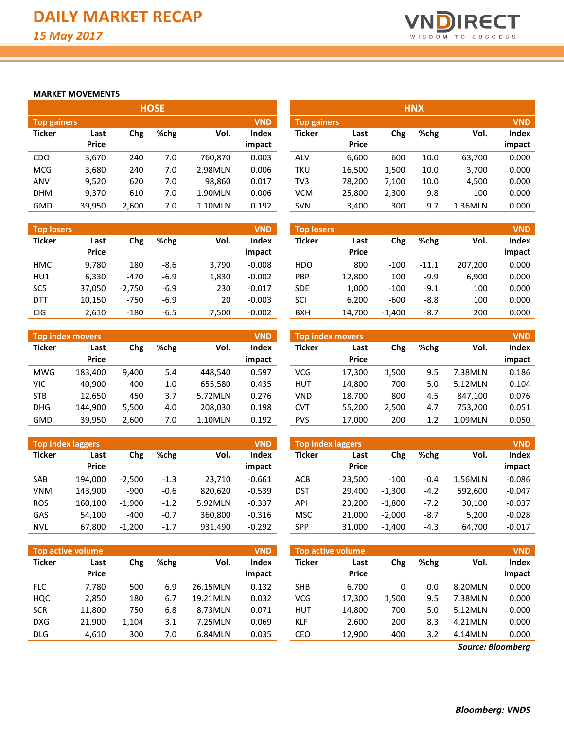# DAILY MARKET RECAP

*15 May 2017*

## MARKET MOVEMENTS

### HOSE

**Top gainers** (VND)

| Ticker | Last Price | Chg | %chg | Vol. | Index impact |
|---|---|---|---|---|---|
| CDO | 3,670 | 240 | 7.0 | 760,870 | 0.003 |
| MCG | 3,680 | 240 | 7.0 | 2.98MLN | 0.006 |
| ANV | 9,520 | 620 | 7.0 | 98,860 | 0.017 |
| DHM | 9,370 | 610 | 7.0 | 1.90MLN | 0.006 |
| GMD | 39,950 | 2,600 | 7.0 | 1.10MLN | 0.192 |

**Top losers** (VND)

| Ticker | Last Price | Chg | %chg | Vol. | Index impact |
|---|---|---|---|---|---|
| HMC | 9,780 | 180 | -8.6 | 3,790 | -0.008 |
| HU1 | 6,330 | -470 | -6.9 | 1,830 | -0.002 |
| SC5 | 37,050 | -2,750 | -6.9 | 230 | -0.017 |
| DTT | 10,150 | -750 | -6.9 | 20 | -0.003 |
| CIG | 2,610 | -180 | -6.5 | 7,500 | -0.002 |

**Top index movers** (VND)

| Ticker | Last Price | Chg | %chg | Vol. | Index impact |
|---|---|---|---|---|---|
| MWG | 183,400 | 9,400 | 5.4 | 448,540 | 0.597 |
| VIC | 40,900 | 400 | 1.0 | 655,580 | 0.435 |
| STB | 12,650 | 450 | 3.7 | 5.72MLN | 0.276 |
| DHG | 144,900 | 5,500 | 4.0 | 208,030 | 0.198 |
| GMD | 39,950 | 2,600 | 7.0 | 1.10MLN | 0.192 |

**Top index laggers** (VND)

| Ticker | Last Price | Chg | %chg | Vol. | Index impact |
|---|---|---|---|---|---|
| SAB | 194,000 | -2,500 | -1.3 | 23,710 | -0.661 |
| VNM | 143,900 | -900 | -0.6 | 820,620 | -0.539 |
| ROS | 160,100 | -1,900 | -1.2 | 5.92MLN | -0.337 |
| GAS | 54,100 | -400 | -0.7 | 360,800 | -0.316 |
| NVL | 67,800 | -1,200 | -1.7 | 931,490 | -0.292 |

**Top active volume** (VND)

| Ticker | Last Price | Chg | %chg | Vol. | Index impact |
|---|---|---|---|---|---|
| FLC | 7,780 | 500 | 6.9 | 26.15MLN | 0.132 |
| HQC | 2,850 | 180 | 6.7 | 19.21MLN | 0.032 |
| SCR | 11,800 | 750 | 6.8 | 8.73MLN | 0.071 |
| DXG | 21,900 | 1,104 | 3.1 | 7.25MLN | 0.069 |
| DLG | 4,610 | 300 | 7.0 | 6.84MLN | 0.035 |

### HNX

**Top gainers** (VND)

| Ticker | Last Price | Chg | %chg | Vol. | Index impact |
|---|---|---|---|---|---|
| ALV | 6,600 | 600 | 10.0 | 63,700 | 0.000 |
| TKU | 16,500 | 1,500 | 10.0 | 3,700 | 0.000 |
| TV3 | 78,200 | 7,100 | 10.0 | 4,500 | 0.000 |
| VCM | 25,800 | 2,300 | 9.8 | 100 | 0.000 |
| SVN | 3,400 | 300 | 9.7 | 1.36MLN | 0.000 |

**Top losers** (VND)

| Ticker | Last Price | Chg | %chg | Vol. | Index impact |
|---|---|---|---|---|---|
| HDO | 800 | -100 | -11.1 | 207,200 | 0.000 |
| PBP | 12,800 | 100 | -9.9 | 6,900 | 0.000 |
| SDE | 1,000 | -100 | -9.1 | 100 | 0.000 |
| SCI | 6,200 | -600 | -8.8 | 100 | 0.000 |
| BXH | 14,700 | -1,400 | -8.7 | 200 | 0.000 |

**Top index movers** (VND)

| Ticker | Last Price | Chg | %chg | Vol. | Index impact |
|---|---|---|---|---|---|
| VCG | 17,300 | 1,500 | 9.5 | 7.38MLN | 0.186 |
| HUT | 14,800 | 700 | 5.0 | 5.12MLN | 0.104 |
| VND | 18,700 | 800 | 4.5 | 847,100 | 0.076 |
| CVT | 55,200 | 2,500 | 4.7 | 753,200 | 0.051 |
| PVS | 17,000 | 200 | 1.2 | 1.09MLN | 0.050 |

**Top index laggers** (VND)

| Ticker | Last Price | Chg | %chg | Vol. | Index impact |
|---|---|---|---|---|---|
| ACB | 23,500 | -100 | -0.4 | 1.56MLN | -0.086 |
| DST | 29,400 | -1,300 | -4.2 | 592,600 | -0.047 |
| API | 23,200 | -1,800 | -7.2 | 30,100 | -0.037 |
| MSC | 21,000 | -2,000 | -8.7 | 5,200 | -0.028 |
| SPP | 31,000 | -1,400 | -4.3 | 64,700 | -0.017 |

**Top active volume** (VND)

| Ticker | Last Price | Chg | %chg | Vol. | Index impact |
|---|---|---|---|---|---|
| SHB | 6,700 | 0 | 0.0 | 8.20MLN | 0.000 |
| VCG | 17,300 | 1,500 | 9.5 | 7.38MLN | 0.000 |
| HUT | 14,800 | 700 | 5.0 | 5.12MLN | 0.000 |
| KLF | 2,600 | 200 | 8.3 | 4.21MLN | 0.000 |
| CEO | 12,900 | 400 | 3.2 | 4.14MLN | 0.000 |

*Source: Bloomberg*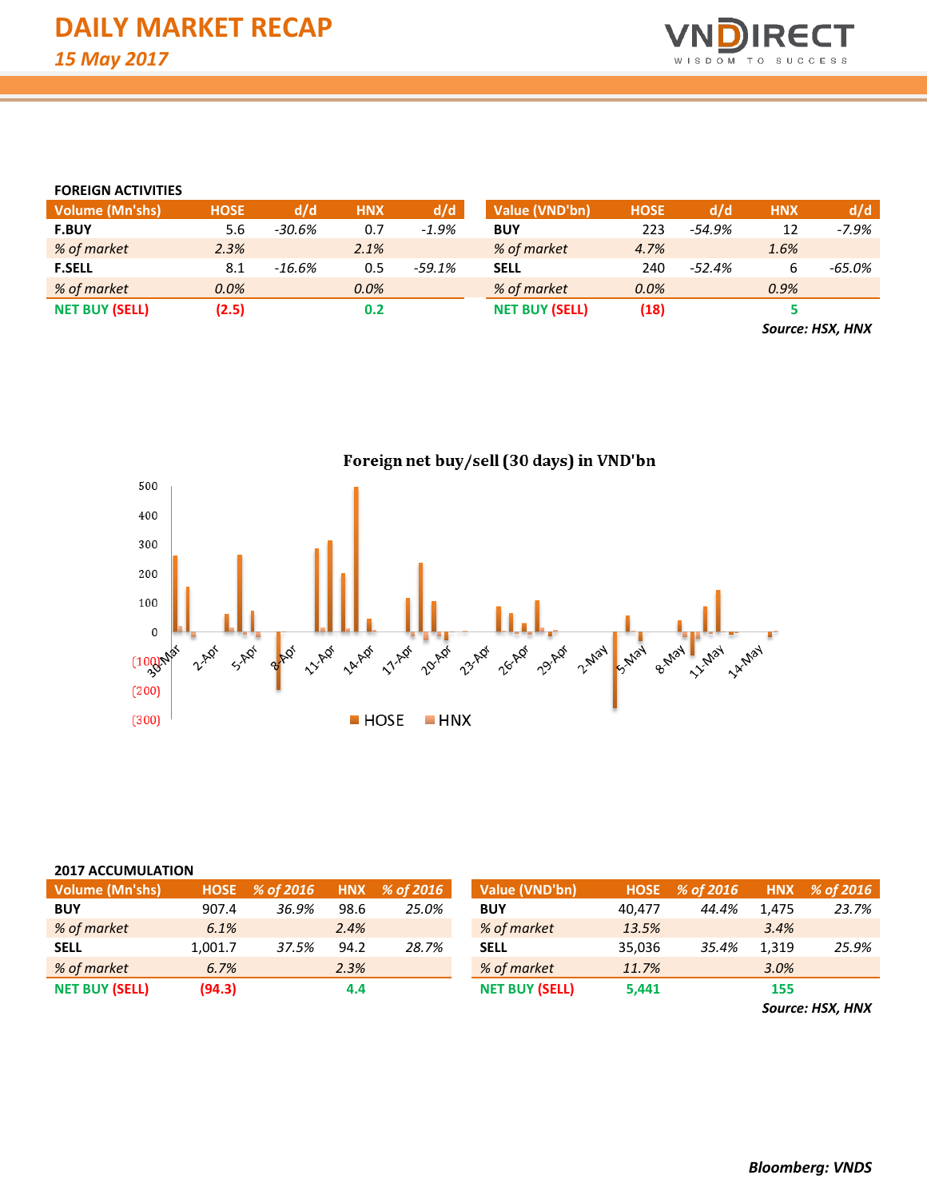# DAILY MARKET RECAP

*15 May 2017*

### FOREIGN ACTIVITIES

| Volume (Mn'shs) | HOSE | d/d | HNX | d/d |
|---|---|---|---|---|
| **F.BUY** | 5.6 | *-30.6%* | 0.7 | *-1.9%* |
| *% of market* | *2.3%* | | *2.1%* | |
| **F.SELL** | 8.1 | *-16.6%* | 0.5 | *-59.1%* |
| *% of market* | *0.0%* | | *0.0%* | |
| **NET BUY (SELL)** | **(2.5)** | | **0.2** | |

| Value (VND'bn) | HOSE | d/d | HNX | d/d |
|---|---|---|---|---|
| **BUY** | 223 | *-54.9%* | 12 | *-7.9%* |
| *% of market* | *4.7%* | | *1.6%* | |
| **SELL** | 240 | *-52.4%* | 6 | *-65.0%* |
| *% of market* | *0.0%* | | *0.9%* | |
| **NET BUY (SELL)** | **(18)** | | **5** | |

***Source: HSX, HNX***

**Foreign net buy/sell (30 days) in VND'bn**

### 2017 ACCUMULATION

| Volume (Mn'shs) | HOSE | % of 2016 | HNX | % of 2016 |
|---|---|---|---|---|
| **BUY** | 907.4 | *36.9%* | 98.6 | *25.0%* |
| *% of market* | *6.1%* | | *2.4%* | |
| **SELL** | 1,001.7 | *37.5%* | 94.2 | *28.7%* |
| *% of market* | *6.7%* | | *2.3%* | |
| **NET BUY (SELL)** | **(94.3)** | | **4.4** | |

| Value (VND'bn) | HOSE | % of 2016 | HNX | % of 2016 |
|---|---|---|---|---|
| **BUY** | 40,477 | *44.4%* | 1,475 | *23.7%* |
| *% of market* | *13.5%* | | *3.4%* | |
| **SELL** | 35,036 | *35.4%* | 1,319 | *25.9%* |
| *% of market* | *11.7%* | | *3.0%* | |
| **NET BUY (SELL)** | **5,441** | | **155** | |

***Source: HSX, HNX***

***Bloomberg: VNDS***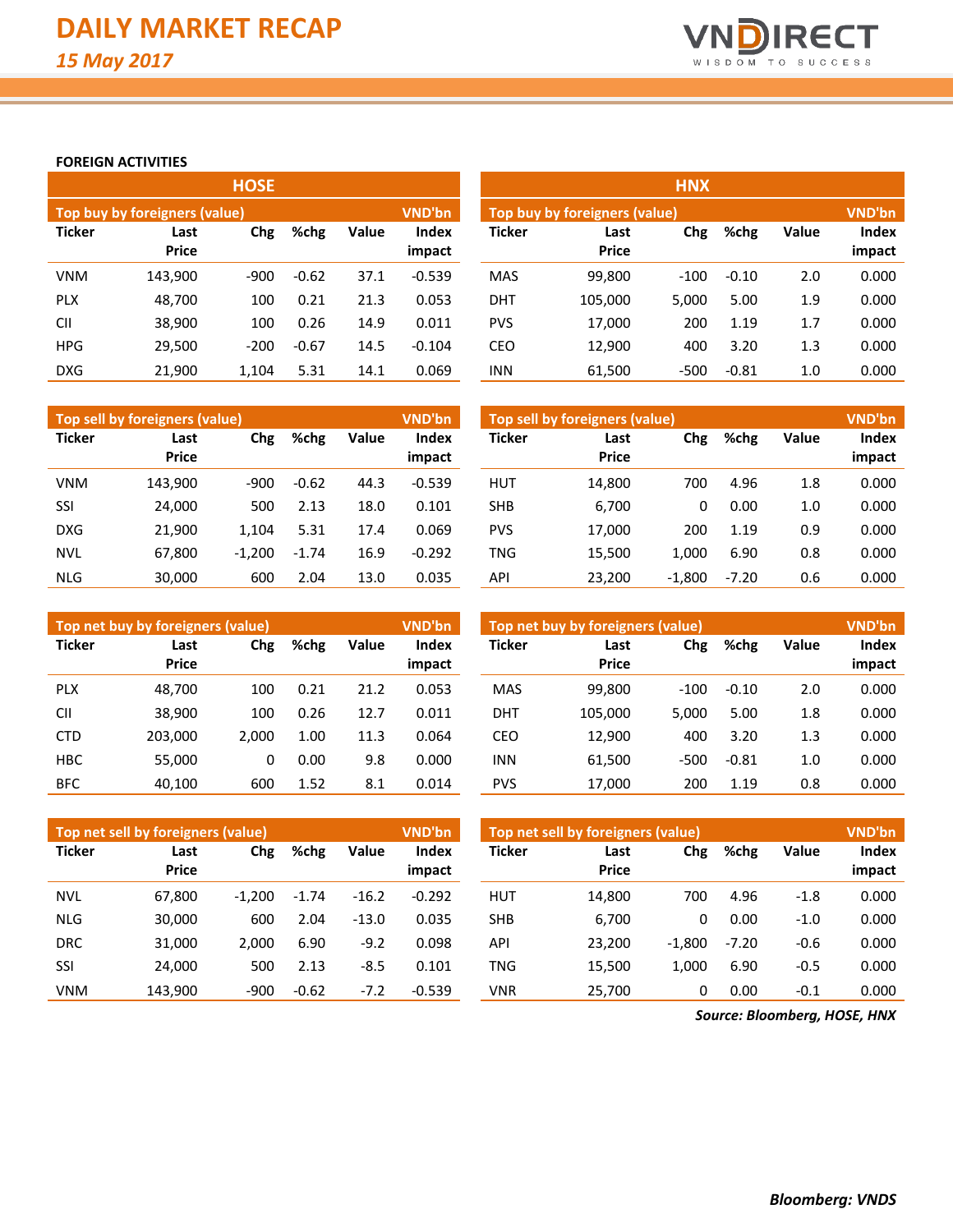# DAILY MARKET RECAP

*15 May 2017*

**FOREIGN ACTIVITIES**

## HOSE

**Top buy by foreigners (value)** — VND'bn

| Ticker | Last Price | Chg | %chg | Value | Index impact |
|---|---|---|---|---|---|
| VNM | 143,900 | -900 | -0.62 | 37.1 | -0.539 |
| PLX | 48,700 | 100 | 0.21 | 21.3 | 0.053 |
| CII | 38,900 | 100 | 0.26 | 14.9 | 0.011 |
| HPG | 29,500 | -200 | -0.67 | 14.5 | -0.104 |
| DXG | 21,900 | 1,104 | 5.31 | 14.1 | 0.069 |

**Top sell by foreigners (value)** — VND'bn

| Ticker | Last Price | Chg | %chg | Value | Index impact |
|---|---|---|---|---|---|
| VNM | 143,900 | -900 | -0.62 | 44.3 | -0.539 |
| SSI | 24,000 | 500 | 2.13 | 18.0 | 0.101 |
| DXG | 21,900 | 1,104 | 5.31 | 17.4 | 0.069 |
| NVL | 67,800 | -1,200 | -1.74 | 16.9 | -0.292 |
| NLG | 30,000 | 600 | 2.04 | 13.0 | 0.035 |

**Top net buy by foreigners (value)** — VND'bn

| Ticker | Last Price | Chg | %chg | Value | Index impact |
|---|---|---|---|---|---|
| PLX | 48,700 | 100 | 0.21 | 21.2 | 0.053 |
| CII | 38,900 | 100 | 0.26 | 12.7 | 0.011 |
| CTD | 203,000 | 2,000 | 1.00 | 11.3 | 0.064 |
| HBC | 55,000 | 0 | 0.00 | 9.8 | 0.000 |
| BFC | 40,100 | 600 | 1.52 | 8.1 | 0.014 |

**Top net sell by foreigners (value)** — VND'bn

| Ticker | Last Price | Chg | %chg | Value | Index impact |
|---|---|---|---|---|---|
| NVL | 67,800 | -1,200 | -1.74 | -16.2 | -0.292 |
| NLG | 30,000 | 600 | 2.04 | -13.0 | 0.035 |
| DRC | 31,000 | 2,000 | 6.90 | -9.2 | 0.098 |
| SSI | 24,000 | 500 | 2.13 | -8.5 | 0.101 |
| VNM | 143,900 | -900 | -0.62 | -7.2 | -0.539 |

## HNX

**Top buy by foreigners (value)** — VND'bn

| Ticker | Last Price | Chg | %chg | Value | Index impact |
|---|---|---|---|---|---|
| MAS | 99,800 | -100 | -0.10 | 2.0 | 0.000 |
| DHT | 105,000 | 5,000 | 5.00 | 1.9 | 0.000 |
| PVS | 17,000 | 200 | 1.19 | 1.7 | 0.000 |
| CEO | 12,900 | 400 | 3.20 | 1.3 | 0.000 |
| INN | 61,500 | -500 | -0.81 | 1.0 | 0.000 |

**Top sell by foreigners (value)** — VND'bn

| Ticker | Last Price | Chg | %chg | Value | Index impact |
|---|---|---|---|---|---|
| HUT | 14,800 | 700 | 4.96 | 1.8 | 0.000 |
| SHB | 6,700 | 0 | 0.00 | 1.0 | 0.000 |
| PVS | 17,000 | 200 | 1.19 | 0.9 | 0.000 |
| TNG | 15,500 | 1,000 | 6.90 | 0.8 | 0.000 |
| API | 23,200 | -1,800 | -7.20 | 0.6 | 0.000 |

**Top net buy by foreigners (value)** — VND'bn

| Ticker | Last Price | Chg | %chg | Value | Index impact |
|---|---|---|---|---|---|
| MAS | 99,800 | -100 | -0.10 | 2.0 | 0.000 |
| DHT | 105,000 | 5,000 | 5.00 | 1.8 | 0.000 |
| CEO | 12,900 | 400 | 3.20 | 1.3 | 0.000 |
| INN | 61,500 | -500 | -0.81 | 1.0 | 0.000 |
| PVS | 17,000 | 200 | 1.19 | 0.8 | 0.000 |

**Top net sell by foreigners (value)** — VND'bn

| Ticker | Last Price | Chg | %chg | Value | Index impact |
|---|---|---|---|---|---|
| HUT | 14,800 | 700 | 4.96 | -1.8 | 0.000 |
| SHB | 6,700 | 0 | 0.00 | -1.0 | 0.000 |
| API | 23,200 | -1,800 | -7.20 | -0.6 | 0.000 |
| TNG | 15,500 | 1,000 | 6.90 | -0.5 | 0.000 |
| VNR | 25,700 | 0 | 0.00 | -0.1 | 0.000 |

***Source: Bloomberg, HOSE, HNX***

***Bloomberg: VNDS***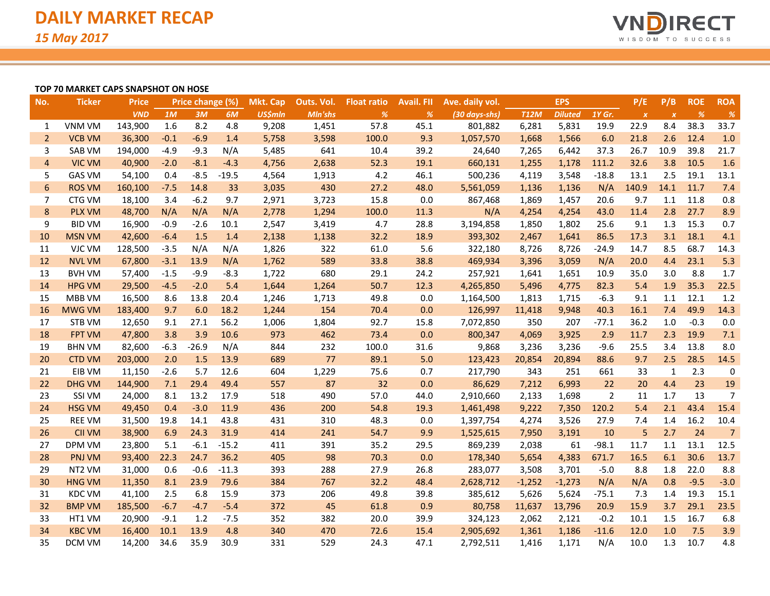# DAILY MARKET RECAP

*15 May 2017*

**TOP 70 MARKET CAPS SNAPSHOT ON HOSE**

| No. | Ticker | Price | Price change (%) | | | Mkt. Cap | Outs. Vol. | Float ratio | Avail. FII | Ave. daily vol. | EPS | | | P/E | P/B | ROE | ROA |
|---|---|---|---|---|---|---|---|---|---|---|---|---|---|---|---|---|---|
| | | VND | 1M | 3M | 6M | US$mln | Mln'shs | % | % | (30 days-shs) | T12M | Diluted | 1Y Gr. | x | x | % | % |
| 1 | VNM VM | 143,900 | 1.6 | 8.2 | 4.8 | 9,208 | 1,451 | 57.8 | 45.1 | 801,882 | 6,281 | 5,831 | 19.9 | 22.9 | 8.4 | 38.3 | 33.7 |
| 2 | VCB VM | 36,300 | -0.1 | -6.9 | 1.4 | 5,758 | 3,598 | 100.0 | 9.3 | 1,057,570 | 1,668 | 1,566 | 6.0 | 21.8 | 2.6 | 12.4 | 1.0 |
| 3 | SAB VM | 194,000 | -4.9 | -9.3 | N/A | 5,485 | 641 | 10.4 | 39.2 | 24,640 | 7,265 | 6,442 | 37.3 | 26.7 | 10.9 | 39.8 | 21.7 |
| 4 | VIC VM | 40,900 | -2.0 | -8.1 | -4.3 | 4,756 | 2,638 | 52.3 | 19.1 | 660,131 | 1,255 | 1,178 | 111.2 | 32.6 | 3.8 | 10.5 | 1.6 |
| 5 | GAS VM | 54,100 | 0.4 | -8.5 | -19.5 | 4,564 | 1,913 | 4.2 | 46.1 | 500,236 | 4,119 | 3,548 | -18.8 | 13.1 | 2.5 | 19.1 | 13.1 |
| 6 | ROS VM | 160,100 | -7.5 | 14.8 | 33 | 3,035 | 430 | 27.2 | 48.0 | 5,561,059 | 1,136 | 1,136 | N/A | 140.9 | 14.1 | 11.7 | 7.4 |
| 7 | CTG VM | 18,100 | 3.4 | -6.2 | 9.7 | 2,971 | 3,723 | 15.8 | 0.0 | 867,468 | 1,869 | 1,457 | 20.6 | 9.7 | 1.1 | 11.8 | 0.8 |
| 8 | PLX VM | 48,700 | N/A | N/A | N/A | 2,778 | 1,294 | 100.0 | 11.3 | N/A | 4,254 | 4,254 | 43.0 | 11.4 | 2.8 | 27.7 | 8.9 |
| 9 | BID VM | 16,900 | -0.9 | -2.6 | 10.1 | 2,547 | 3,419 | 4.7 | 28.8 | 3,194,858 | 1,850 | 1,802 | 25.6 | 9.1 | 1.3 | 15.3 | 0.7 |
| 10 | MSN VM | 42,600 | -6.4 | 1.5 | 1.4 | 2,138 | 1,138 | 32.2 | 18.9 | 393,302 | 2,467 | 1,641 | 86.5 | 17.3 | 3.1 | 18.1 | 4.1 |
| 11 | VJC VM | 128,500 | -3.5 | N/A | N/A | 1,826 | 322 | 61.0 | 5.6 | 322,180 | 8,726 | 8,726 | -24.9 | 14.7 | 8.5 | 68.7 | 14.3 |
| 12 | NVL VM | 67,800 | -3.1 | 13.9 | N/A | 1,762 | 589 | 33.8 | 38.8 | 469,934 | 3,396 | 3,059 | N/A | 20.0 | 4.4 | 23.1 | 5.3 |
| 13 | BVH VM | 57,400 | -1.5 | -9.9 | -8.3 | 1,722 | 680 | 29.1 | 24.2 | 257,921 | 1,641 | 1,651 | 10.9 | 35.0 | 3.0 | 8.8 | 1.7 |
| 14 | HPG VM | 29,500 | -4.5 | -2.0 | 5.4 | 1,644 | 1,264 | 50.7 | 12.3 | 4,265,850 | 5,496 | 4,775 | 82.3 | 5.4 | 1.9 | 35.3 | 22.5 |
| 15 | MBB VM | 16,500 | 8.6 | 13.8 | 20.4 | 1,246 | 1,713 | 49.8 | 0.0 | 1,164,500 | 1,813 | 1,715 | -6.3 | 9.1 | 1.1 | 12.1 | 1.2 |
| 16 | MWG VM | 183,400 | 9.7 | 6.0 | 18.2 | 1,244 | 154 | 70.4 | 0.0 | 126,997 | 11,418 | 9,948 | 40.3 | 16.1 | 7.4 | 49.9 | 14.3 |
| 17 | STB VM | 12,650 | 9.1 | 27.1 | 56.2 | 1,006 | 1,804 | 92.7 | 15.8 | 7,072,850 | 350 | 207 | -77.1 | 36.2 | 1.0 | -0.3 | 0.0 |
| 18 | FPT VM | 47,800 | 3.8 | 3.9 | 10.6 | 973 | 462 | 73.4 | 0.0 | 800,347 | 4,069 | 3,925 | 2.9 | 11.7 | 2.3 | 19.9 | 7.1 |
| 19 | BHN VM | 82,600 | -6.3 | -26.9 | N/A | 844 | 232 | 100.0 | 31.6 | 9,868 | 3,236 | 3,236 | -9.6 | 25.5 | 3.4 | 13.8 | 8.0 |
| 20 | CTD VM | 203,000 | 2.0 | 1.5 | 13.9 | 689 | 77 | 89.1 | 5.0 | 123,423 | 20,854 | 20,894 | 88.6 | 9.7 | 2.5 | 28.5 | 14.5 |
| 21 | EIB VM | 11,150 | -2.6 | 5.7 | 12.6 | 604 | 1,229 | 75.6 | 0.7 | 217,790 | 343 | 251 | 661 | 33 | 1 | 2.3 | 0 |
| 22 | DHG VM | 144,900 | 7.1 | 29.4 | 49.4 | 557 | 87 | 32 | 0.0 | 86,629 | 7,212 | 6,993 | 22 | 20 | 4.4 | 23 | 19 |
| 23 | SSI VM | 24,000 | 8.1 | 13.2 | 17.9 | 518 | 490 | 57.0 | 44.0 | 2,910,660 | 2,133 | 1,698 | 2 | 11 | 1.7 | 13 | 7 |
| 24 | HSG VM | 49,450 | 0.4 | -3.0 | 11.9 | 436 | 200 | 54.8 | 19.3 | 1,461,498 | 9,222 | 7,350 | 120.2 | 5.4 | 2.1 | 43.4 | 15.4 |
| 25 | REE VM | 31,500 | 19.8 | 14.1 | 43.8 | 431 | 310 | 48.3 | 0.0 | 1,397,754 | 4,274 | 3,526 | 27.9 | 7.4 | 1.4 | 16.2 | 10.4 |
| 26 | CII VM | 38,900 | 6.9 | 24.3 | 31.9 | 414 | 241 | 54.7 | 9.9 | 1,525,615 | 7,950 | 3,191 | 10 | 5 | 2.7 | 24 | 7 |
| 27 | DPM VM | 23,800 | 5.1 | -6.1 | -15.2 | 411 | 391 | 35.2 | 29.5 | 869,239 | 2,038 | 61 | -98.1 | 11.7 | 1.1 | 13.1 | 12.5 |
| 28 | PNJ VM | 93,400 | 22.3 | 24.7 | 36.2 | 405 | 98 | 70.3 | 0.0 | 178,340 | 5,654 | 4,383 | 671.7 | 16.5 | 6.1 | 30.6 | 13.7 |
| 29 | NT2 VM | 31,000 | 0.6 | -0.6 | -11.3 | 393 | 288 | 27.9 | 26.8 | 283,077 | 3,508 | 3,701 | -5.0 | 8.8 | 1.8 | 22.0 | 8.8 |
| 30 | HNG VM | 11,350 | 8.1 | 23.9 | 79.6 | 384 | 767 | 32.2 | 48.4 | 2,628,712 | -1,252 | -1,273 | N/A | N/A | 0.8 | -9.5 | -3.0 |
| 31 | KDC VM | 41,100 | 2.5 | 6.8 | 15.9 | 373 | 206 | 49.8 | 39.8 | 385,612 | 5,626 | 5,624 | -75.1 | 7.3 | 1.4 | 19.3 | 15.1 |
| 32 | BMP VM | 185,500 | -6.7 | -4.7 | -5.4 | 372 | 45 | 61.8 | 0.9 | 80,758 | 11,637 | 13,796 | 20.9 | 15.9 | 3.7 | 29.1 | 23.5 |
| 33 | HT1 VM | 20,900 | -9.1 | 1.2 | -7.5 | 352 | 382 | 20.0 | 39.9 | 324,123 | 2,062 | 2,121 | -0.2 | 10.1 | 1.5 | 16.7 | 6.8 |
| 34 | KBC VM | 16,400 | 10.1 | 13.9 | 4.8 | 340 | 470 | 72.6 | 15.4 | 2,905,692 | 1,361 | 1,186 | -11.6 | 12.0 | 1.0 | 7.5 | 3.9 |
| 35 | DCM VM | 14,200 | 34.6 | 35.9 | 30.9 | 331 | 529 | 24.3 | 47.1 | 2,792,511 | 1,416 | 1,171 | N/A | 10.0 | 1.3 | 10.7 | 4.8 |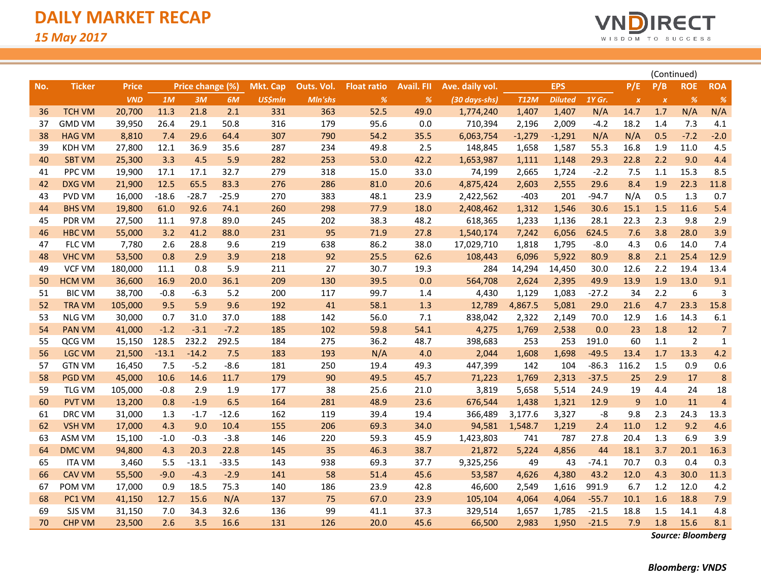# DAILY MARKET RECAP

*15 May 2017*

(Continued)

| No. | Ticker | Price | Price change (%) | | | Mkt. Cap | Outs. Vol. | Float ratio | Avail. FII | Ave. daily vol. | EPS | | | P/E | P/B | ROE | ROA |
|---|---|---|---|---|---|---|---|---|---|---|---|---|---|---|---|---|---|
| | | *VND* | *1M* | *3M* | *6M* | *US$mln* | *Mln'shs* | *%* | *%* | *(30 days-shs)* | *T12M* | *Diluted* | *1Y Gr.* | *x* | *x* | *%* | *%* |
| 36 | TCH VM | 20,700 | 11.3 | 21.8 | 2.1 | 331 | 363 | 52.5 | 49.0 | 1,774,240 | 1,407 | 1,407 | N/A | 14.7 | 1.7 | N/A | N/A |
| 37 | GMD VM | 39,950 | 26.4 | 29.1 | 50.8 | 316 | 179 | 95.6 | 0.0 | 710,394 | 2,196 | 2,009 | -4.2 | 18.2 | 1.4 | 7.3 | 4.1 |
| 38 | HAG VM | 8,810 | 7.4 | 29.6 | 64.4 | 307 | 790 | 54.2 | 35.5 | 6,063,754 | -1,279 | -1,291 | N/A | N/A | 0.5 | -7.2 | -2.0 |
| 39 | KDH VM | 27,800 | 12.1 | 36.9 | 35.6 | 287 | 234 | 49.8 | 2.5 | 148,845 | 1,658 | 1,587 | 55.3 | 16.8 | 1.9 | 11.0 | 4.5 |
| 40 | SBT VM | 25,300 | 3.3 | 4.5 | 5.9 | 282 | 253 | 53.0 | 42.2 | 1,653,987 | 1,111 | 1,148 | 29.3 | 22.8 | 2.2 | 9.0 | 4.4 |
| 41 | PPC VM | 19,900 | 17.1 | 17.1 | 32.7 | 279 | 318 | 15.0 | 33.0 | 74,199 | 2,665 | 1,724 | -2.2 | 7.5 | 1.1 | 15.3 | 8.5 |
| 42 | DXG VM | 21,900 | 12.5 | 65.5 | 83.3 | 276 | 286 | 81.0 | 20.6 | 4,875,424 | 2,603 | 2,555 | 29.6 | 8.4 | 1.9 | 22.3 | 11.8 |
| 43 | PVD VM | 16,000 | -18.6 | -28.7 | -25.9 | 270 | 383 | 48.1 | 23.9 | 2,422,562 | -403 | 201 | -94.7 | N/A | 0.5 | 1.3 | 0.7 |
| 44 | BHS VM | 19,800 | 61.0 | 92.6 | 74.1 | 260 | 298 | 77.9 | 18.0 | 2,408,462 | 1,312 | 1,546 | 30.6 | 15.1 | 1.5 | 11.6 | 5.4 |
| 45 | PDR VM | 27,500 | 11.1 | 97.8 | 89.0 | 245 | 202 | 38.3 | 48.2 | 618,365 | 1,233 | 1,136 | 28.1 | 22.3 | 2.3 | 9.8 | 2.9 |
| 46 | HBC VM | 55,000 | 3.2 | 41.2 | 88.0 | 231 | 95 | 71.9 | 27.8 | 1,540,174 | 7,242 | 6,056 | 624.5 | 7.6 | 3.8 | 28.0 | 3.9 |
| 47 | FLC VM | 7,780 | 2.6 | 28.8 | 9.6 | 219 | 638 | 86.2 | 38.0 | 17,029,710 | 1,818 | 1,795 | -8.0 | 4.3 | 0.6 | 14.0 | 7.4 |
| 48 | VHC VM | 53,500 | 0.8 | 2.9 | 3.9 | 218 | 92 | 25.5 | 62.6 | 108,443 | 6,096 | 5,922 | 80.9 | 8.8 | 2.1 | 25.4 | 12.9 |
| 49 | VCF VM | 180,000 | 11.1 | 0.8 | 5.9 | 211 | 27 | 30.7 | 19.3 | 284 | 14,294 | 14,450 | 30.0 | 12.6 | 2.2 | 19.4 | 13.4 |
| 50 | HCM VM | 36,600 | 16.9 | 20.0 | 36.1 | 209 | 130 | 39.5 | 0.0 | 564,708 | 2,624 | 2,395 | 49.9 | 13.9 | 1.9 | 13.0 | 9.1 |
| 51 | BIC VM | 38,700 | -0.8 | -6.3 | 5.2 | 200 | 117 | 99.7 | 1.4 | 4,430 | 1,129 | 1,083 | -27.2 | 34 | 2.2 | 6 | 3 |
| 52 | TRA VM | 105,000 | 9.5 | 5.9 | 9.6 | 192 | 41 | 58.1 | 1.3 | 12,789 | 4,867.5 | 5,081 | 29.0 | 21.6 | 4.7 | 23.3 | 15.8 |
| 53 | NLG VM | 30,000 | 0.7 | 31.0 | 37.0 | 188 | 142 | 56.0 | 7.1 | 838,042 | 2,322 | 2,149 | 70.0 | 12.9 | 1.6 | 14.3 | 6.1 |
| 54 | PAN VM | 41,000 | -1.2 | -3.1 | -7.2 | 185 | 102 | 59.8 | 54.1 | 4,275 | 1,769 | 2,538 | 0.0 | 23 | 1.8 | 12 | 7 |
| 55 | QCG VM | 15,150 | 128.5 | 232.2 | 292.5 | 184 | 275 | 36.2 | 48.7 | 398,683 | 253 | 253 | 191.0 | 60 | 1.1 | 2 | 1 |
| 56 | LGC VM | 21,500 | -13.1 | -14.2 | 7.5 | 183 | 193 | N/A | 4.0 | 2,044 | 1,608 | 1,698 | -49.5 | 13.4 | 1.7 | 13.3 | 4.2 |
| 57 | GTN VM | 16,450 | 7.5 | -5.2 | -8.6 | 181 | 250 | 19.4 | 49.3 | 447,399 | 142 | 104 | -86.3 | 116.2 | 1.5 | 0.9 | 0.6 |
| 58 | PGD VM | 45,000 | 10.6 | 14.6 | 11.7 | 179 | 90 | 49.5 | 45.7 | 71,223 | 1,769 | 2,313 | -37.5 | 25 | 2.9 | 17 | 8 |
| 59 | TLG VM | 105,000 | -0.8 | 2.9 | 1.9 | 177 | 38 | 25.6 | 21.0 | 3,819 | 5,658 | 5,514 | 24.9 | 19 | 4.4 | 24 | 18 |
| 60 | PVT VM | 13,200 | 0.8 | -1.9 | 6.5 | 164 | 281 | 48.9 | 23.6 | 676,544 | 1,438 | 1,321 | 12.9 | 9 | 1.0 | 11 | 4 |
| 61 | DRC VM | 31,000 | 1.3 | -1.7 | -12.6 | 162 | 119 | 39.4 | 19.4 | 366,489 | 3,177.6 | 3,327 | -8 | 9.8 | 2.3 | 24.3 | 13.3 |
| 62 | VSH VM | 17,000 | 4.3 | 9.0 | 10.4 | 155 | 206 | 69.3 | 34.0 | 94,581 | 1,548.7 | 1,219 | 2.4 | 11.0 | 1.2 | 9.2 | 4.6 |
| 63 | ASM VM | 15,100 | -1.0 | -0.3 | -3.8 | 146 | 220 | 59.3 | 45.9 | 1,423,803 | 741 | 787 | 27.8 | 20.4 | 1.3 | 6.9 | 3.9 |
| 64 | DMC VM | 94,800 | 4.3 | 20.3 | 22.8 | 145 | 35 | 46.3 | 38.7 | 21,872 | 5,224 | 4,856 | 44 | 18.1 | 3.7 | 20.1 | 16.3 |
| 65 | ITA VM | 3,460 | 5.5 | -13.1 | -33.5 | 143 | 938 | 69.3 | 37.7 | 9,325,256 | 49 | 43 | -74.1 | 70.7 | 0.3 | 0.4 | 0.3 |
| 66 | CAV VM | 55,500 | -9.0 | -4.3 | -2.9 | 141 | 58 | 51.4 | 45.6 | 53,587 | 4,626 | 4,380 | 43.2 | 12.0 | 4.3 | 30.0 | 11.3 |
| 67 | POM VM | 17,000 | 0.9 | 18.5 | 75.3 | 140 | 186 | 23.9 | 42.8 | 46,600 | 2,549 | 1,616 | 991.9 | 6.7 | 1.2 | 12.0 | 4.2 |
| 68 | PC1 VM | 41,150 | 12.7 | 15.6 | N/A | 137 | 75 | 67.0 | 23.9 | 105,104 | 4,064 | 4,064 | -55.7 | 10.1 | 1.6 | 18.8 | 7.9 |
| 69 | SJS VM | 31,150 | 7.0 | 34.3 | 32.6 | 136 | 99 | 41.1 | 37.3 | 329,514 | 1,657 | 1,785 | -21.5 | 18.8 | 1.5 | 14.1 | 4.8 |
| 70 | CHP VM | 23,500 | 2.6 | 3.5 | 16.6 | 131 | 126 | 20.0 | 45.6 | 66,500 | 2,983 | 1,950 | -21.5 | 7.9 | 1.8 | 15.6 | 8.1 |

***Source: Bloomberg***

***Bloomberg: VNDS***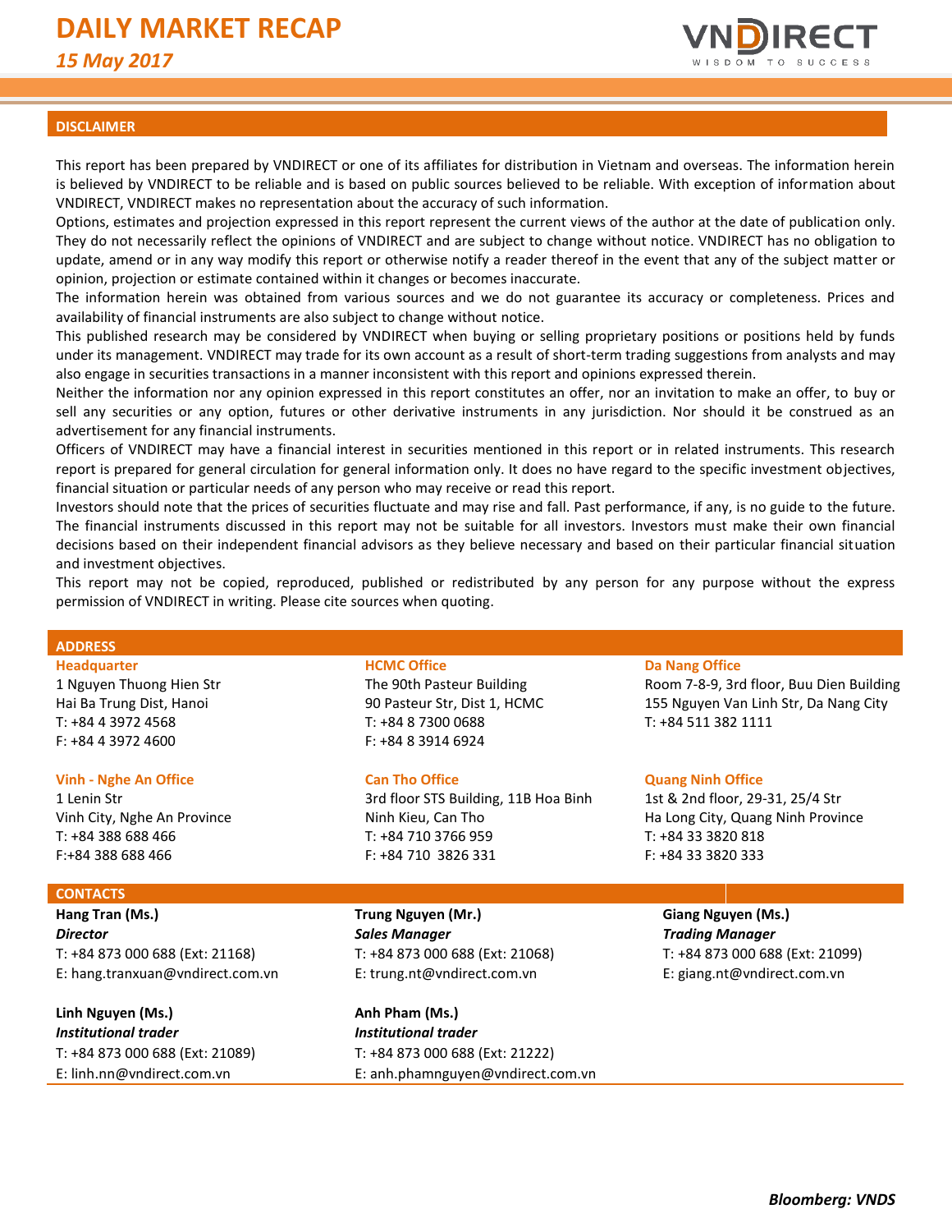# DAILY MARKET RECAP

*15 May 2017*

## DISCLAIMER

This report has been prepared by VNDIRECT or one of its affiliates for distribution in Vietnam and overseas. The information herein is believed by VNDIRECT to be reliable and is based on public sources believed to be reliable. With exception of information about VNDIRECT, VNDIRECT makes no representation about the accuracy of such information.

Options, estimates and projection expressed in this report represent the current views of the author at the date of publication only. They do not necessarily reflect the opinions of VNDIRECT and are subject to change without notice. VNDIRECT has no obligation to update, amend or in any way modify this report or otherwise notify a reader thereof in the event that any of the subject matter or opinion, projection or estimate contained within it changes or becomes inaccurate.

The information herein was obtained from various sources and we do not guarantee its accuracy or completeness. Prices and availability of financial instruments are also subject to change without notice.

This published research may be considered by VNDIRECT when buying or selling proprietary positions or positions held by funds under its management. VNDIRECT may trade for its own account as a result of short-term trading suggestions from analysts and may also engage in securities transactions in a manner inconsistent with this report and opinions expressed therein.

Neither the information nor any opinion expressed in this report constitutes an offer, nor an invitation to make an offer, to buy or sell any securities or any option, futures or other derivative instruments in any jurisdiction. Nor should it be construed as an advertisement for any financial instruments.

Officers of VNDIRECT may have a financial interest in securities mentioned in this report or in related instruments. This research report is prepared for general circulation for general information only. It does no have regard to the specific investment objectives, financial situation or particular needs of any person who may receive or read this report.

Investors should note that the prices of securities fluctuate and may rise and fall. Past performance, if any, is no guide to the future. The financial instruments discussed in this report may not be suitable for all investors. Investors must make their own financial decisions based on their independent financial advisors as they believe necessary and based on their particular financial situation and investment objectives.

This report may not be copied, reproduced, published or redistributed by any person for any purpose without the express permission of VNDIRECT in writing. Please cite sources when quoting.

## ADDRESS

**Headquarter**
1 Nguyen Thuong Hien Str
Hai Ba Trung Dist, Hanoi
T: +84 4 3972 4568
F: +84 4 3972 4600

**HCMC Office**
The 90th Pasteur Building
90 Pasteur Str, Dist 1, HCMC
T: +84 8 7300 0688
F: +84 8 3914 6924

**Da Nang Office**
Room 7-8-9, 3rd floor, Buu Dien Building
155 Nguyen Van Linh Str, Da Nang City
T: +84 511 382 1111

**Vinh - Nghe An Office**
1 Lenin Str
Vinh City, Nghe An Province
T: +84 388 688 466
F:+84 388 688 466

**Can Tho Office**
3rd floor STS Building, 11B Hoa Binh
Ninh Kieu, Can Tho
T: +84 710 3766 959
F: +84 710 3826 331

**Quang Ninh Office**
1st & 2nd floor, 29-31, 25/4 Str
Ha Long City, Quang Ninh Province
T: +84 33 3820 818
F: +84 33 3820 333

## CONTACTS

**Hang Tran (Ms.)**
*Director*
T: +84 873 000 688 (Ext: 21168)
E: hang.tranxuan@vndirect.com.vn

**Trung Nguyen (Mr.)**
*Sales Manager*
T: +84 873 000 688 (Ext: 21068)
E: trung.nt@vndirect.com.vn

**Giang Nguyen (Ms.)**
*Trading Manager*
T: +84 873 000 688 (Ext: 21099)
E: giang.nt@vndirect.com.vn

**Linh Nguyen (Ms.)**
*Institutional trader*
T: +84 873 000 688 (Ext: 21089)
E: linh.nn@vndirect.com.vn

**Anh Pham (Ms.)**
*Institutional trader*
T: +84 873 000 688 (Ext: 21222)
E: anh.phamnguyen@vndirect.com.vn

***Bloomberg: VNDS***